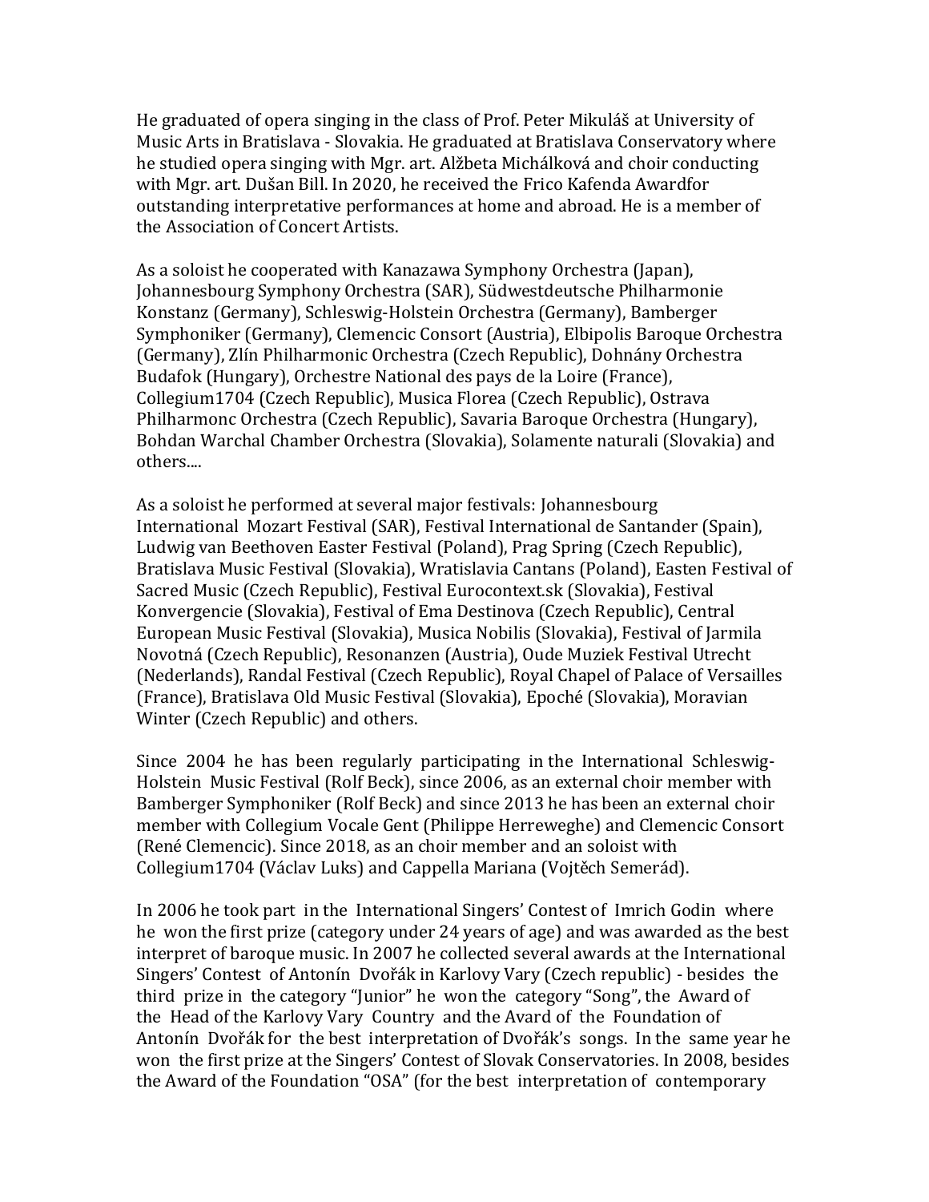He graduated of opera singing in the class of Prof. Peter Mikuláš at University of Music Arts in Bratislava - Slovakia. He graduated at Bratislava Conservatory where he studied opera singing with Mgr. art. Alžbeta Michálková and choir conducting with Mgr. art. Dušan Bill. In 2020, he received the Frico Kafenda Awardfor outstanding interpretative performances at home and abroad. He is a member of the Association of Concert Artists.

As a soloist he cooperated with Kanazawa Symphony Orchestra (Japan), Johannesbourg Symphony Orchestra (SAR), Südwestdeutsche Philharmonie Konstanz (Germany), Schleswig-Holstein Orchestra (Germany), Bamberger Symphoniker (Germany), Clemencic Consort (Austria), Elbipolis Baroque Orchestra (Germany), Zlín Philharmonic Orchestra (Czech Republic), Dohnány Orchestra Budafok (Hungary), Orchestre National des pays de la Loire (France), Collegium1704 (Czech Republic), Musica Florea (Czech Republic), Ostrava Philharmonc Orchestra (Czech Republic), Savaria Baroque Orchestra (Hungary), Bohdan Warchal Chamber Orchestra (Slovakia), Solamente naturali (Slovakia) and others....

As a soloist he performed at several major festivals: Johannesbourg International Mozart Festival (SAR), Festival International de Santander (Spain), Ludwig van Beethoven Easter Festival (Poland), Prag Spring (Czech Republic), Bratislava Music Festival (Slovakia), Wratislavia Cantans (Poland), Easten Festival of Sacred Music (Czech Republic), Festival Eurocontext.sk (Slovakia), Festival Konvergencie (Slovakia), Festival of Ema Destinova (Czech Republic), Central European Music Festival (Slovakia), Musica Nobilis (Slovakia), Festival of Jarmila Novotná (Czech Republic), Resonanzen (Austria), Oude Muziek Festival Utrecht (Nederlands), Randal Festival (Czech Republic), Royal Chapel of Palace of Versailles (France), Bratislava Old Music Festival (Slovakia), Epoché (Slovakia), Moravian Winter (Czech Republic) and others.

Since 2004 he has been regularly participating in the International Schleswig-Holstein Music Festival (Rolf Beck), since 2006, as an external choir member with Bamberger Symphoniker (Rolf Beck) and since 2013 he has been an external choir member with Collegium Vocale Gent (Philippe Herreweghe) and Clemencic Consort (René Clemencic). Since 2018, as an choir member and an soloist with Collegium1704 (Václav Luks) and Cappella Mariana (Vojtěch Semerád).

In 2006 he took part in the International Singers' Contest of Imrich Godin where he won the first prize (category under 24 years of age) and was awarded as the best interpret of baroque music. In 2007 he collected several awards at the International Singers' Contest of Antonín Dvořák in Karlovy Vary (Czech republic) - besides the third prize in the category "Junior" he won the category "Song", the Award of the Head of the Karlovy Vary Country and the Avard of the Foundation of Antonín Dvořák for the best interpretation of Dvořák's songs. In the same year he won the first prize at the Singers' Contest of Slovak Conservatories. In 2008, besides the Award of the Foundation "OSA" (for the best interpretation of contemporary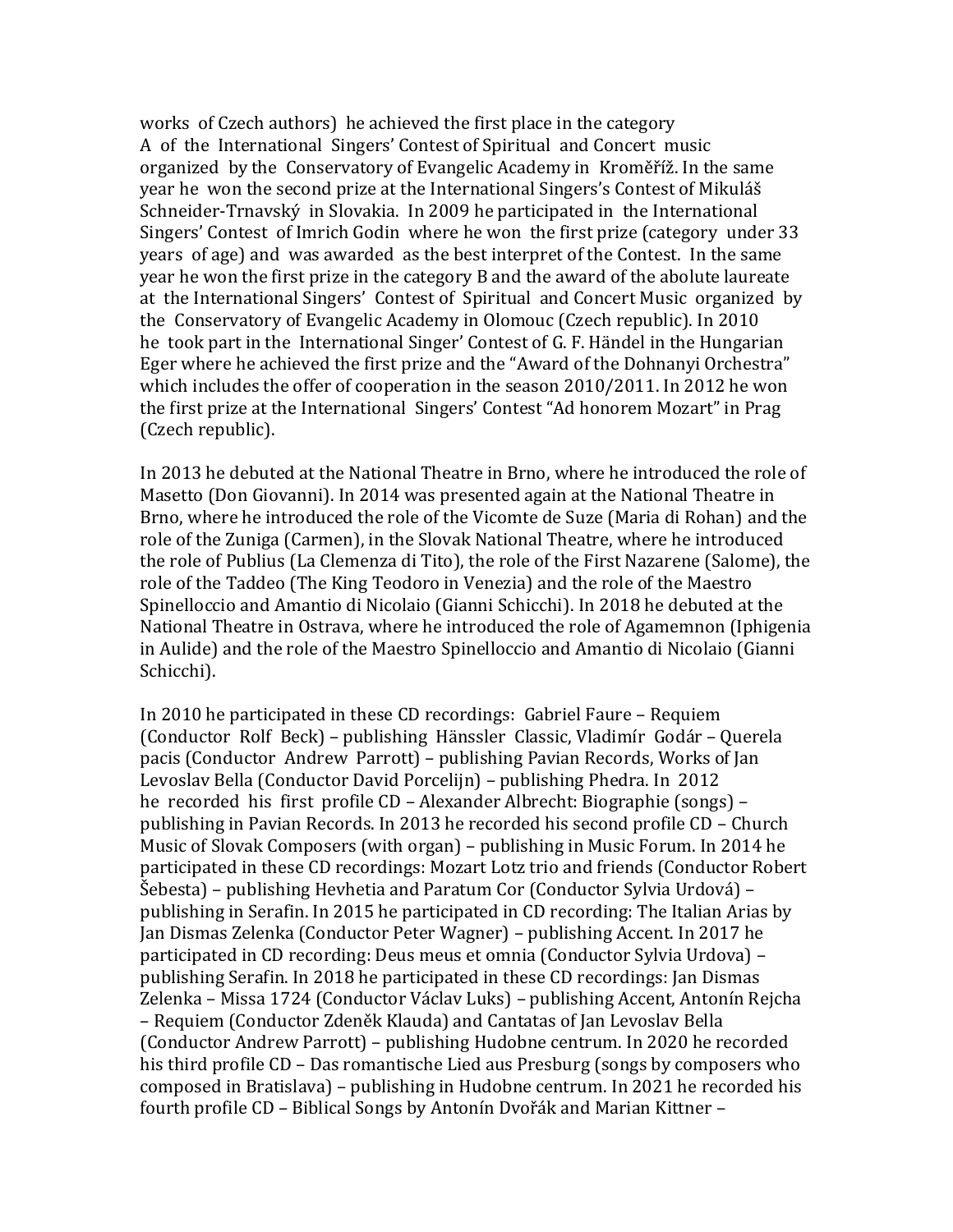works of Czech authors) he achieved the first place in the category A of the International Singers' Contest of Spiritual and Concert music organized by the Conservatory of Evangelic Academy in Kroměříž. In the same year he won the second prize at the International Singers's Contest of Mikuláš Schneider-Trnavský in Slovakia. In 2009 he participated in the International Singers' Contest of Imrich Godin where he won the first prize (category under 33 years of age) and was awarded as the best interpret of the Contest. In the same year he won the first prize in the category B and the award of the abolute laureate at the International Singers' Contest of Spiritual and Concert Music organized by the Conservatory of Evangelic Academy in Olomouc (Czech republic). In 2010 he took part in the International Singer' Contest of G. F. Händel in the Hungarian Eger where he achieved the first prize and the "Award of the Dohnanyi Orchestra" which includes the offer of cooperation in the season 2010/2011. In 2012 he won the first prize at the International Singers' Contest "Ad honorem Mozart" in Prag (Czech republic).

In 2013 he debuted at the National Theatre in Brno, where he introduced the role of Masetto (Don Giovanni). In 2014 was presented again at the National Theatre in Brno, where he introduced the role of the Vicomte de Suze (Maria di Rohan) and the role of the Zuniga (Carmen), in the Slovak National Theatre, where he introduced the role of Publius (La Clemenza di Tito), the role of the First Nazarene (Salome), the role of the Taddeo (The King Teodoro in Venezia) and the role of the Maestro Spinelloccio and Amantio di Nicolaio (Gianni Schicchi). In 2018 he debuted at the National Theatre in Ostrava, where he introduced the role of Agamemnon (Iphigenia in Aulide) and the role of the Maestro Spinelloccio and Amantio di Nicolaio (Gianni Schicchi).

In 2010 he participated in these CD recordings: Gabriel Faure – Requiem (Conductor Rolf Beck) – publishing Hänssler Classic, Vladimír Godár – Querela pacis (Conductor Andrew Parrott) – publishing Pavian Records, Works of Jan Levoslav Bella (Conductor David Porcelijn) – publishing Phedra. In 2012 he recorded his first profile CD – Alexander Albrecht: Biographie (songs) – publishing in Pavian Records. In 2013 he recorded his second profile CD – Church Music of Slovak Composers (with organ) – publishing in Music Forum. In 2014 he participated in these CD recordings: Mozart Lotz trio and friends (Conductor Robert Šebesta) – publishing Hevhetia and Paratum Cor (Conductor Sylvia Urdová) – publishing in Serafin. In 2015 he participated in CD recording: The Italian Arias by Jan Dismas Zelenka (Conductor Peter Wagner) – publishing Accent. In 2017 he participated in CD recording: Deus meus et omnia (Conductor Sylvia Urdova) – publishing Serafin. In 2018 he participated in these CD recordings: Jan Dismas Zelenka – Missa 1724 (Conductor Václav Luks) – publishing Accent, Antonín Rejcha – Requiem (Conductor Zdeněk Klauda) and Cantatas of Jan Levoslav Bella (Conductor Andrew Parrott) – publishing Hudobne centrum. In 2020 he recorded his third profile CD – Das romantische Lied aus Presburg (songs by composers who composed in Bratislava) – publishing in Hudobne centrum. In 2021 he recorded his fourth profile CD – Biblical Songs by Antonín Dvořák and Marian Kittner –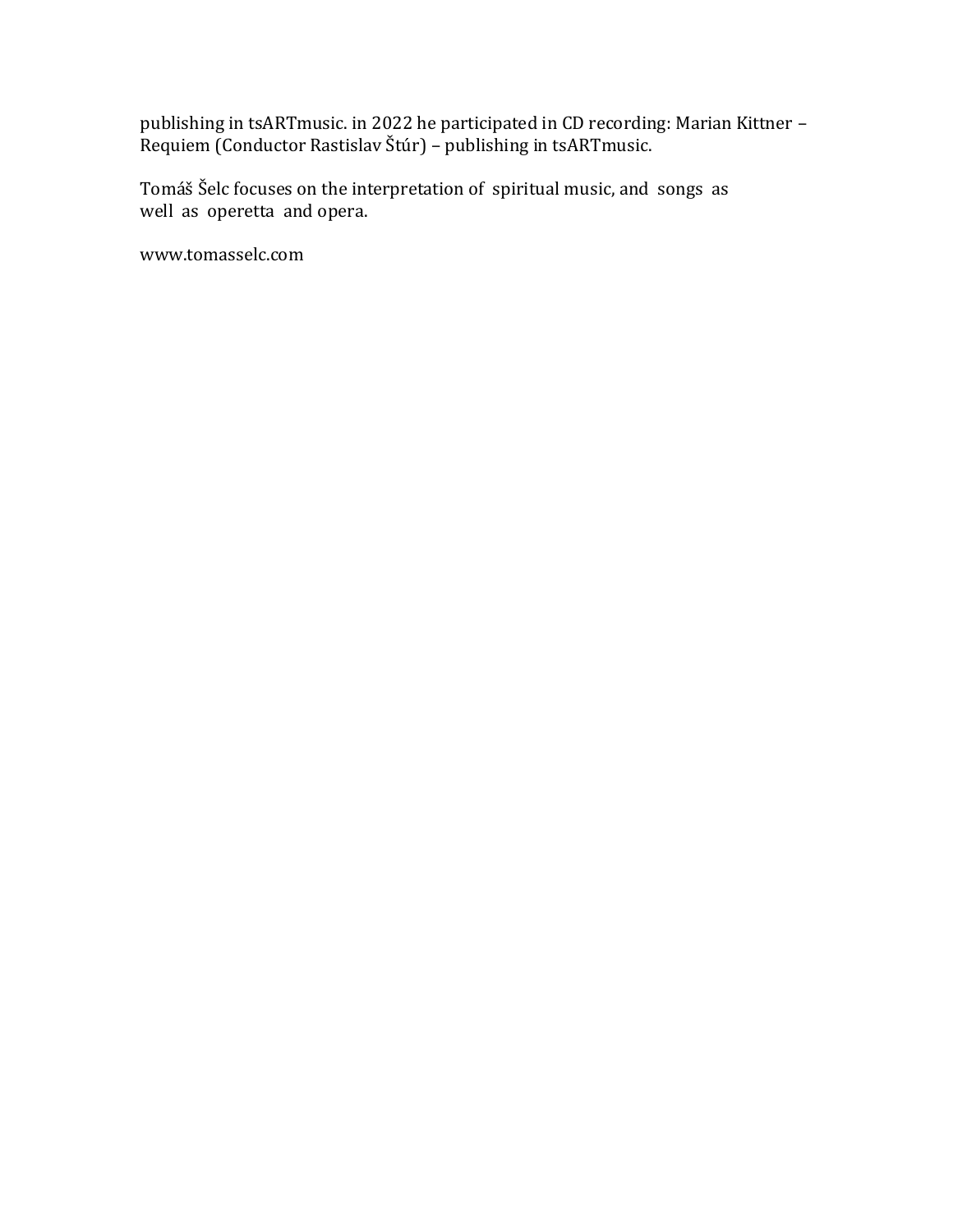publishing in tsARTmusic. in 2022 he participated in CD recording: Marian Kittner – Requiem (Conductor Rastislav Štúr) – publishing in tsARTmusic.

Tomáš Šelc focuses on the interpretation of spiritual music, and songs as well as operetta and opera.

www.tomasselc.com